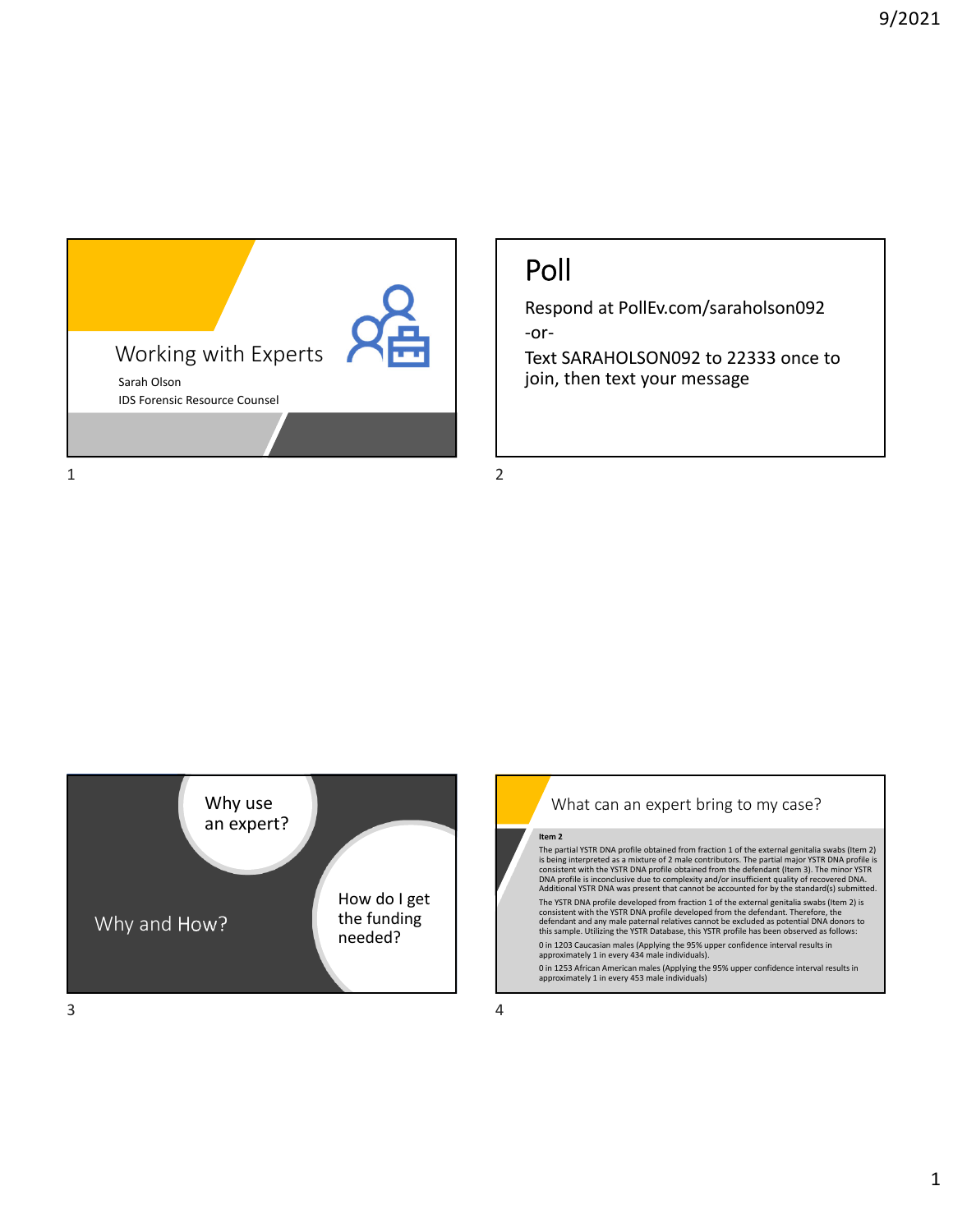# Working with Experts

Sarah Olson

IDS Forensic Resource Counsel

# Poll

Respond at PollEv.com/saraholson092

-or-

Text SARAHOLSON092 to 22333 once to join, then text your message

# Why and How?

Why use an expert?

How do I get the funding needed?

# What can an expert bring to my case?

**Item 2**

The partial YSTR DNA profile obtained from fraction 1 of the external genitalia swabs (Item 2) is being interpreted as a mixture of 2 male contributors. The partial major YSTR DNA profile is consistent with the YSTR DNA profile obtained from the defendant (Item 3). The minor YSTR DNA profile is inconclusive due to complexity and/or insufficient quality of recovered DNA. Additional YSTR DNA was present that cannot be accounted for by the standard(s) submitted.

The YSTR DNA profile developed from fraction 1 of the external genitalia swabs (Item 2) is consistent with the YSTR DNA profile developed from the defendant. Therefore, the defendant and any male paternal relatives cannot be excluded as potential DNA donors to this sample. Utilizing the YSTR Database, this YSTR profile has been observed as follows:

0 in 1203 Caucasian males (Applying the 95% upper confidence interval results in approximately 1 in every 434 male individuals).

0 in 1253 African American males (Applying the 95% upper confidence interval results in approximately 1 in every 453 male individuals)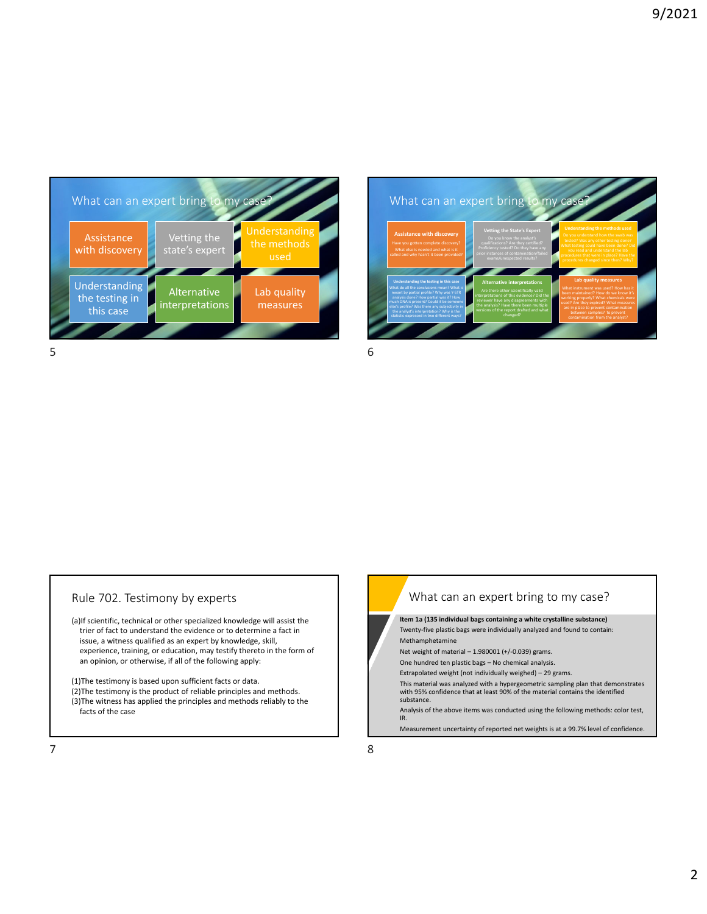## What can an expert bring to my case?

- Assistance with discovery
- Vetting the state's expert
- Understanding the methods used
- Understanding the testing in this case
- Alternative interpretations
- Lab quality measures

## What can an expert bring to my case?

**Assistance with discovery**

Have you gotten complete discovery? What else is needed and what is it called and why hasn't it been provided?

**Vetting the State's Expert**

Do you know the analyst's qualifications? Are they certified? Proficiency tested? Do they have any prior instances of contamination/failed exams/unexpected results?

**Understanding the methods used**

Do you understand how the swab was tested? Was any other testing done? What testing could have been done? Did you read and understand the lab procedures that were in place? Have the procedures changed since then? Why?

**Understanding the testing in this case**

What do all the conclusions mean? What is meant by partial profile? Why was Y-STR analysis done? How partial was it? How much DNA is present? Could it be someone else's profile? Was there any subjectivity in the analyst's interpretation? Why is the statistic expressed in two different ways?

**Alternative interpretations**

Are there other scientifically valid interpretations of this evidence? Did the reviewer have any disagreements with the analysis? Have there been multiple versions of the report drafted and what changed?

**Lab quality measures**

What instrument was used? How has it been maintained? How do we know it's working properly? What chemicals were used? Are they expired? What measures are in place to prevent contamination between samples? To prevent contamination from the analyst?

## Rule 702. Testimony by experts

(a) If scientific, technical or other specialized knowledge will assist the trier of fact to understand the evidence or to determine a fact in issue, a witness qualified as an expert by knowledge, skill, experience, training, or education, may testify thereto in the form of an opinion, or otherwise, if all of the following apply:

(1) The testimony is based upon sufficient facts or data.
(2) The testimony is the product of reliable principles and methods.
(3) The witness has applied the principles and methods reliably to the facts of the case

## What can an expert bring to my case?

**Item 1a (135 individual bags containing a white crystalline substance)**

Twenty-five plastic bags were individually analyzed and found to contain:

Methamphetamine

Net weight of material – 1.980001 (+/-0.039) grams.

One hundred ten plastic bags – No chemical analysis.

Extrapolated weight (not individually weighed) – 29 grams.

This material was analyzed with a hypergeometric sampling plan that demonstrates with 95% confidence that at least 90% of the material contains the identified substance.

Analysis of the above items was conducted using the following methods: color test, IR.

Measurement uncertainty of reported net weights is at a 99.7% level of confidence.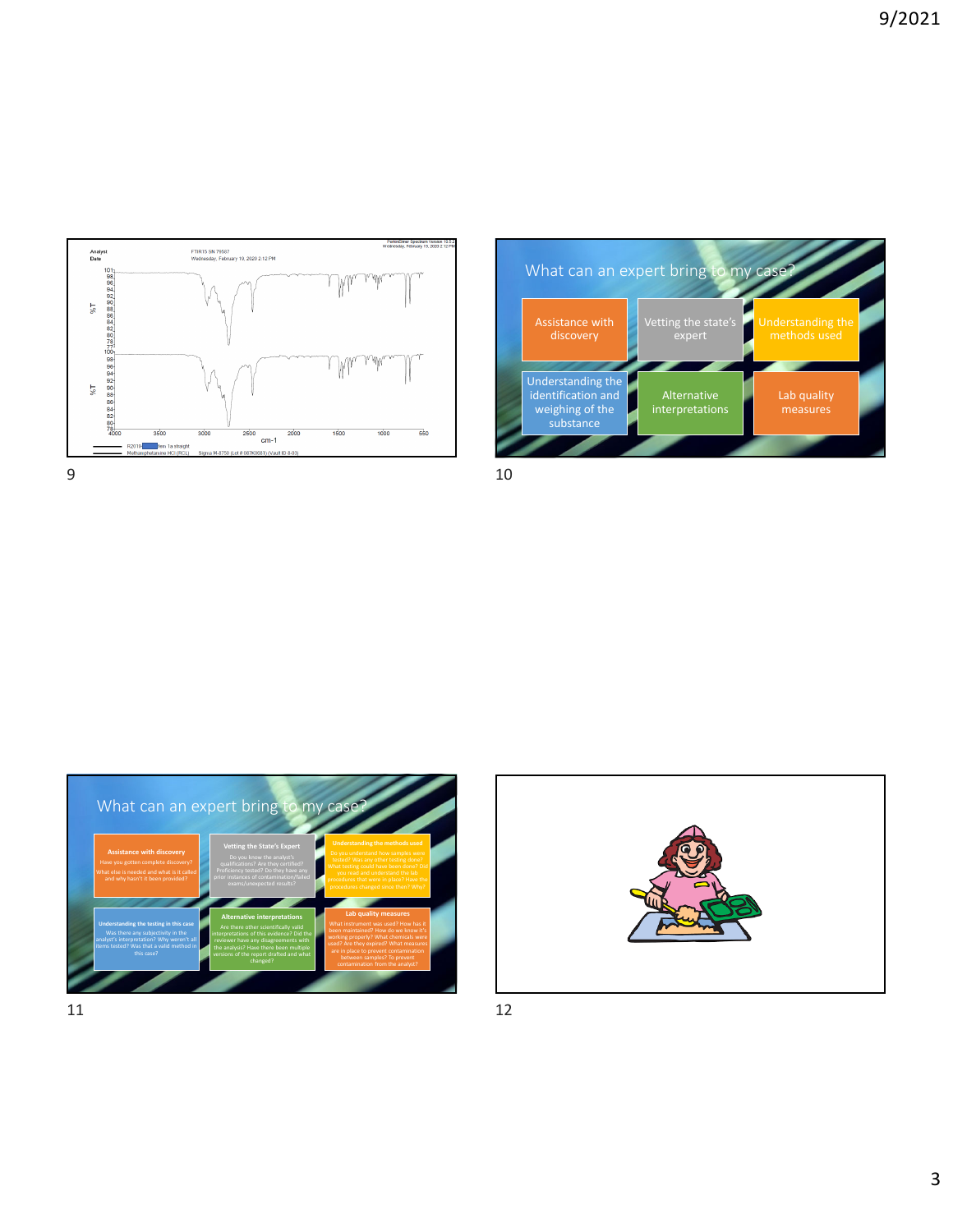Analyst
Date

FTIR15 SN 79567
Wednesday, February 19, 2020 2:12 PM

PerkinElmer Spectrum Version 10.5.2
Wednesday, February 19, 2020 2:12 PM

%T

cm-1

R2019 ... Item 1a straight
Methamphetamine HCl (RCL) Sigma M-8750 (Lot # 087K0061) (Vault ID 8-03)

## What can an expert bring to my case?

- Assistance with discovery
- Vetting the state's expert
- Understanding the methods used
- Understanding the identification and weighing of the substance
- Alternative interpretations
- Lab quality measures

## What can an expert bring to my case?

**Assistance with discovery**
Have you gotten complete discovery? What else is needed and what is it called and why hasn't it been provided?

**Vetting the State's Expert**
Do you know the analyst's qualifications? Are they certified? Proficiency tested? Do they have any prior instances of contamination/failed exams/unexpected results?

**Understanding the methods used**
Do you understand how samples were tested? Was any other testing done? What testing could have been done? Did you read and understand the lab procedures that were in place? Have the procedures changed since then? Why?

**Understanding the testing in this case**
Was there any subjectivity in the analyst's interpretation? Why weren't all items tested? Was that a valid method in this case?

**Alternative interpretations**
Are there other scientifically valid interpretations of this evidence? Did the reviewer have any disagreements with the analysis? Have there been multiple versions of the report drafted and what changed?

**Lab quality measures**
What instrument was used? How has it been maintained? How do we know it's working properly? What chemicals were used? Are they expired? What measures are in place to prevent contamination between samples? To prevent contamination from the analyst?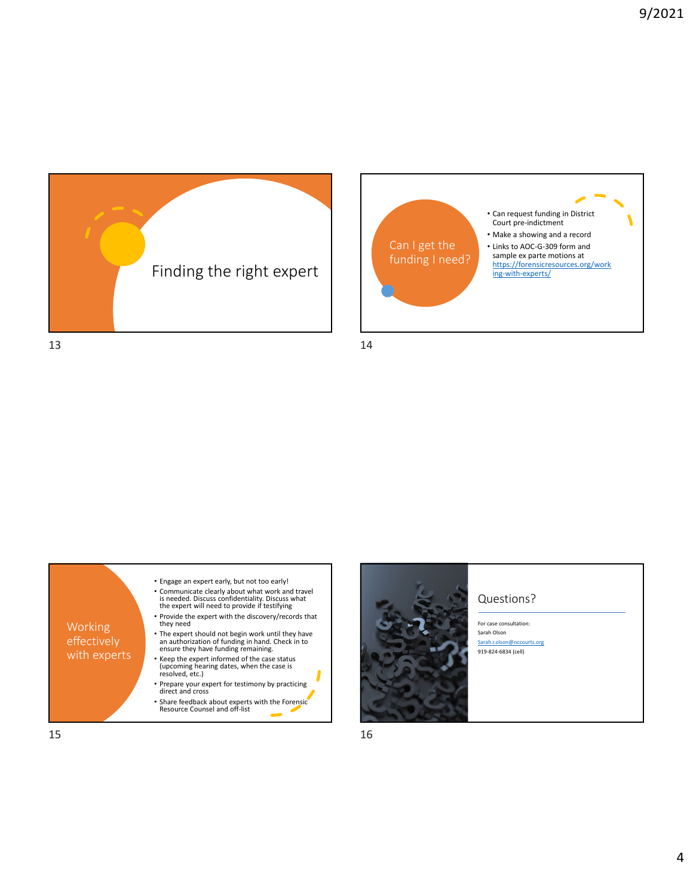# Finding the right expert

## Can I get the funding I need?

- Can request funding in District Court pre-indictment
- Make a showing and a record
- Links to AOC-G-309 form and sample ex parte motions at https://forensicresources.org/working-with-experts/

## Working effectively with experts

- Engage an expert early, but not too early!
- Communicate clearly about what work and travel is needed. Discuss confidentiality. Discuss what the expert will need to provide if testifying
- Provide the expert with the discovery/records that they need
- The expert should not begin work until they have an authorization of funding in hand. Check in to ensure they have funding remaining.
- Keep the expert informed of the case status (upcoming hearing dates, when the case is resolved, etc.)
- Prepare your expert for testimony by practicing direct and cross
- Share feedback about experts with the Forensic Resource Counsel and off-list

## Questions?

For case consultation:
Sarah Olson
Sarah.r.olson@nccourts.org
919-824-6834 (cell)